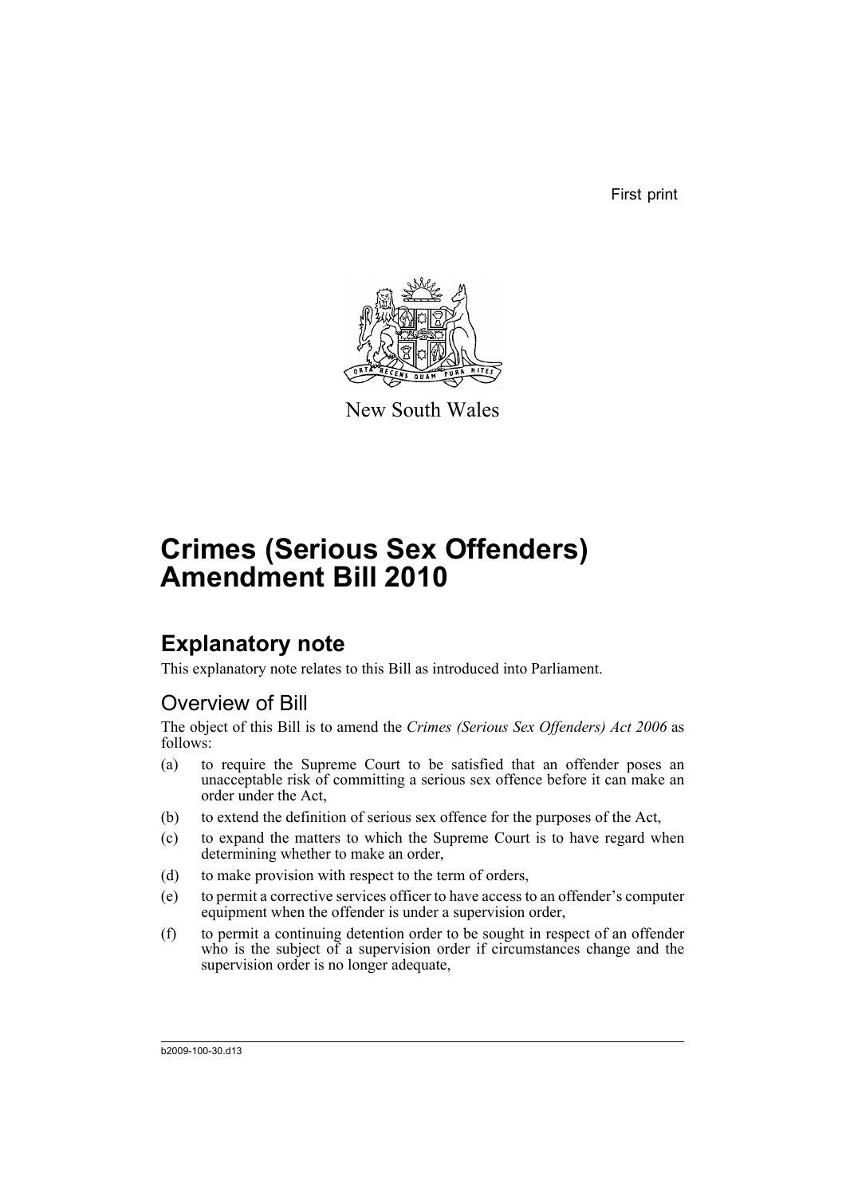First print

New South Wales

# Crimes (Serious Sex Offenders) Amendment Bill 2010

## Explanatory note

This explanatory note relates to this Bill as introduced into Parliament.

### Overview of Bill

The object of this Bill is to amend the *Crimes (Serious Sex Offenders) Act 2006* as follows:

(a) to require the Supreme Court to be satisfied that an offender poses an unacceptable risk of committing a serious sex offence before it can make an order under the Act,

(b) to extend the definition of serious sex offence for the purposes of the Act,

(c) to expand the matters to which the Supreme Court is to have regard when determining whether to make an order,

(d) to make provision with respect to the term of orders,

(e) to permit a corrective services officer to have access to an offender's computer equipment when the offender is under a supervision order,

(f) to permit a continuing detention order to be sought in respect of an offender who is the subject of a supervision order if circumstances change and the supervision order is no longer adequate,

b2009-100-30.d13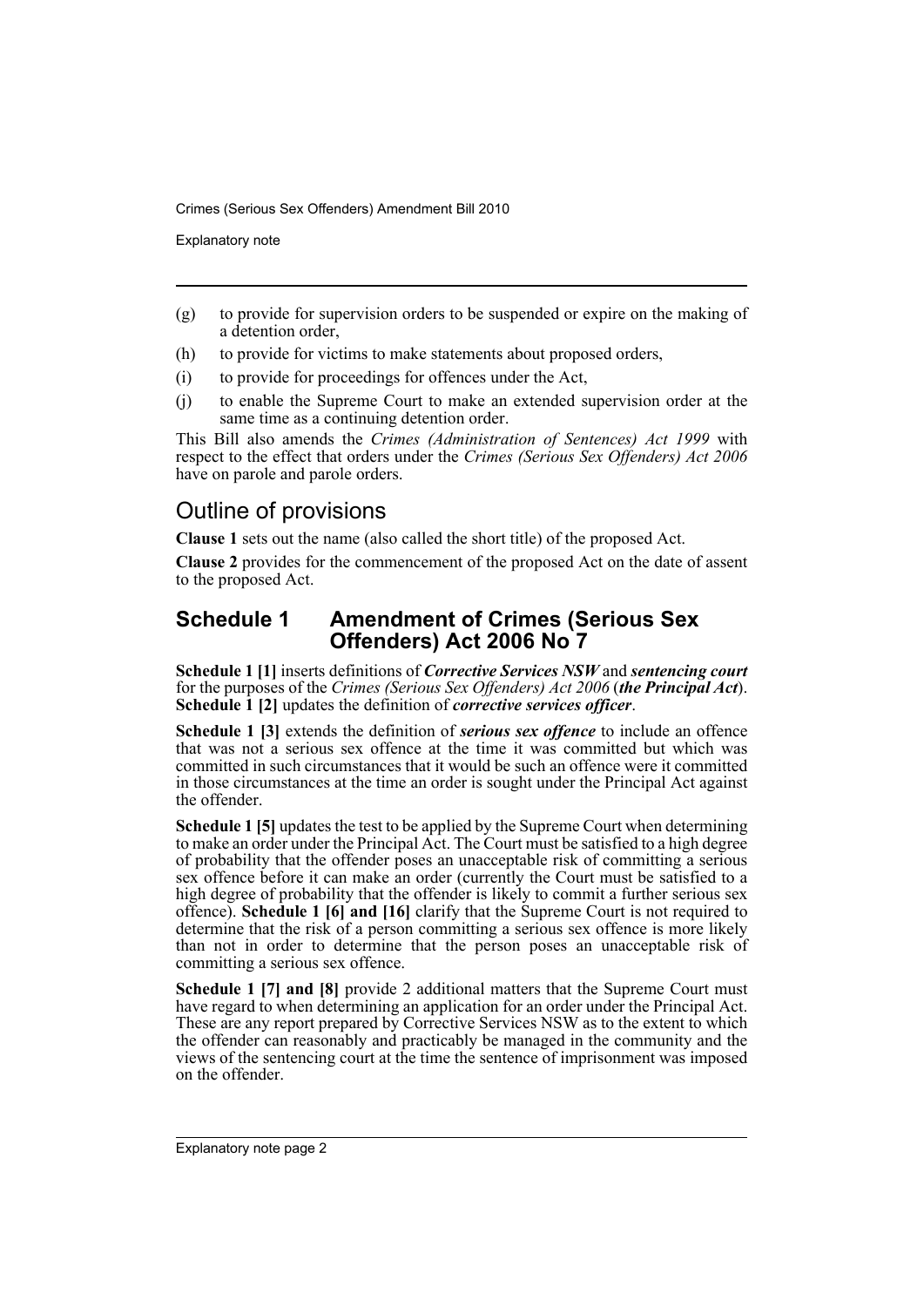(g) to provide for supervision orders to be suspended or expire on the making of a detention order,

(h) to provide for victims to make statements about proposed orders,

(i) to provide for proceedings for offences under the Act,

(j) to enable the Supreme Court to make an extended supervision order at the same time as a continuing detention order.

This Bill also amends the *Crimes (Administration of Sentences) Act 1999* with respect to the effect that orders under the *Crimes (Serious Sex Offenders) Act 2006* have on parole and parole orders.

## Outline of provisions

**Clause 1** sets out the name (also called the short title) of the proposed Act.

**Clause 2** provides for the commencement of the proposed Act on the date of assent to the proposed Act.

## Schedule 1 Amendment of Crimes (Serious Sex Offenders) Act 2006 No 7

**Schedule 1 [1]** inserts definitions of ***Corrective Services NSW*** and ***sentencing court*** for the purposes of the *Crimes (Serious Sex Offenders) Act 2006* (***the Principal Act***). **Schedule 1 [2]** updates the definition of ***corrective services officer***.

**Schedule 1 [3]** extends the definition of ***serious sex offence*** to include an offence that was not a serious sex offence at the time it was committed but which was committed in such circumstances that it would be such an offence were it committed in those circumstances at the time an order is sought under the Principal Act against the offender.

**Schedule 1 [5]** updates the test to be applied by the Supreme Court when determining to make an order under the Principal Act. The Court must be satisfied to a high degree of probability that the offender poses an unacceptable risk of committing a serious sex offence before it can make an order (currently the Court must be satisfied to a high degree of probability that the offender is likely to commit a further serious sex offence). **Schedule 1 [6] and [16]** clarify that the Supreme Court is not required to determine that the risk of a person committing a serious sex offence is more likely than not in order to determine that the person poses an unacceptable risk of committing a serious sex offence.

**Schedule 1 [7] and [8]** provide 2 additional matters that the Supreme Court must have regard to when determining an application for an order under the Principal Act. These are any report prepared by Corrective Services NSW as to the extent to which the offender can reasonably and practicably be managed in the community and the views of the sentencing court at the time the sentence of imprisonment was imposed on the offender.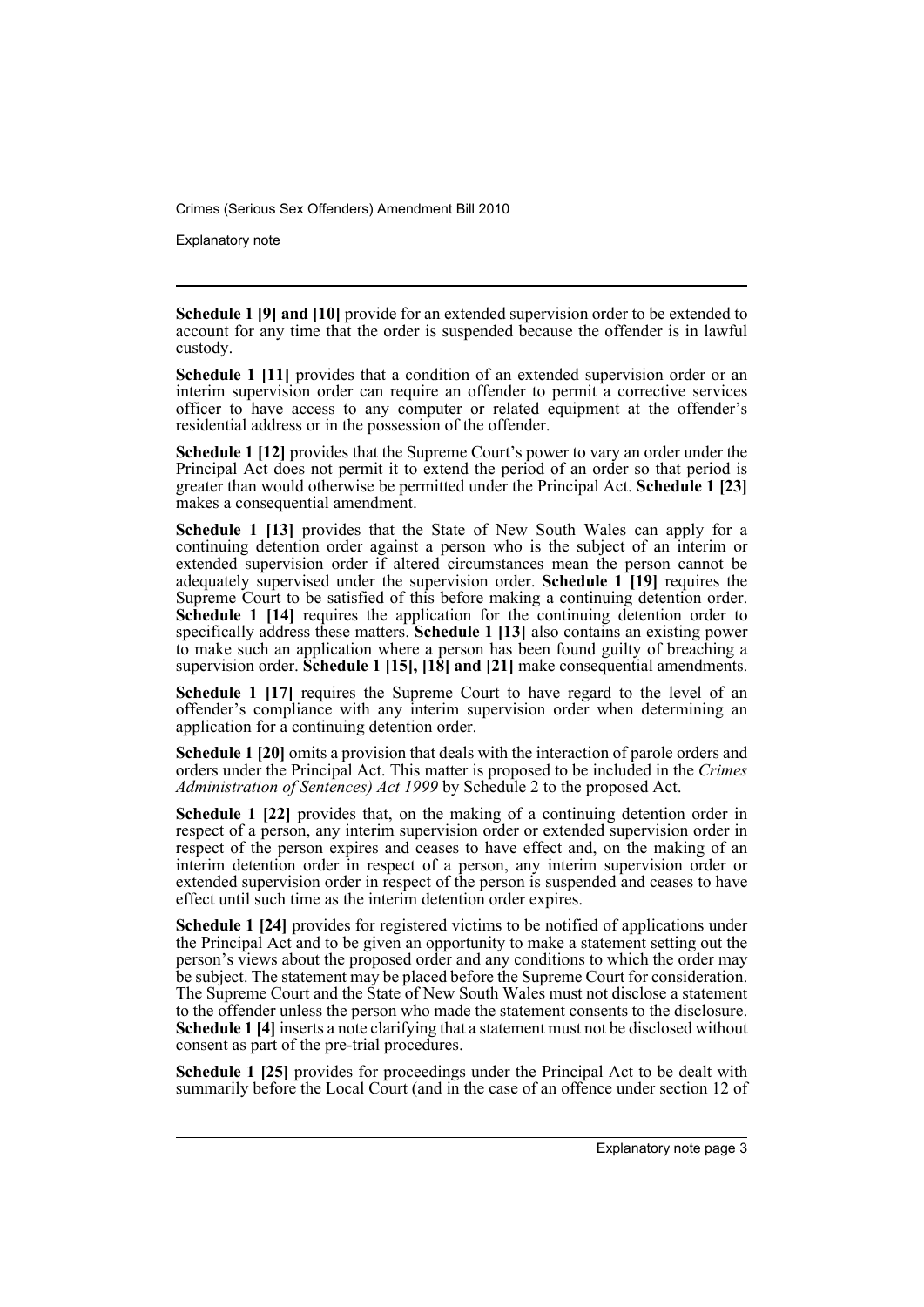**Schedule 1 [9] and [10]** provide for an extended supervision order to be extended to account for any time that the order is suspended because the offender is in lawful custody.

**Schedule 1 [11]** provides that a condition of an extended supervision order or an interim supervision order can require an offender to permit a corrective services officer to have access to any computer or related equipment at the offender's residential address or in the possession of the offender.

**Schedule 1 [12]** provides that the Supreme Court's power to vary an order under the Principal Act does not permit it to extend the period of an order so that period is greater than would otherwise be permitted under the Principal Act. **Schedule 1 [23]** makes a consequential amendment.

**Schedule 1 [13]** provides that the State of New South Wales can apply for a continuing detention order against a person who is the subject of an interim or extended supervision order if altered circumstances mean the person cannot be adequately supervised under the supervision order. **Schedule 1 [19]** requires the Supreme Court to be satisfied of this before making a continuing detention order. **Schedule 1 [14]** requires the application for the continuing detention order to specifically address these matters. **Schedule 1 [13]** also contains an existing power to make such an application where a person has been found guilty of breaching a supervision order. **Schedule 1 [15], [18] and [21]** make consequential amendments.

**Schedule 1 [17]** requires the Supreme Court to have regard to the level of an offender's compliance with any interim supervision order when determining an application for a continuing detention order.

**Schedule 1 [20]** omits a provision that deals with the interaction of parole orders and orders under the Principal Act. This matter is proposed to be included in the *Crimes Administration of Sentences) Act 1999* by Schedule 2 to the proposed Act.

**Schedule 1 [22]** provides that, on the making of a continuing detention order in respect of a person, any interim supervision order or extended supervision order in respect of the person expires and ceases to have effect and, on the making of an interim detention order in respect of a person, any interim supervision order or extended supervision order in respect of the person is suspended and ceases to have effect until such time as the interim detention order expires.

**Schedule 1 [24]** provides for registered victims to be notified of applications under the Principal Act and to be given an opportunity to make a statement setting out the person's views about the proposed order and any conditions to which the order may be subject. The statement may be placed before the Supreme Court for consideration. The Supreme Court and the State of New South Wales must not disclose a statement to the offender unless the person who made the statement consents to the disclosure. **Schedule 1 [4]** inserts a note clarifying that a statement must not be disclosed without consent as part of the pre-trial procedures.

**Schedule 1 [25]** provides for proceedings under the Principal Act to be dealt with summarily before the Local Court (and in the case of an offence under section 12 of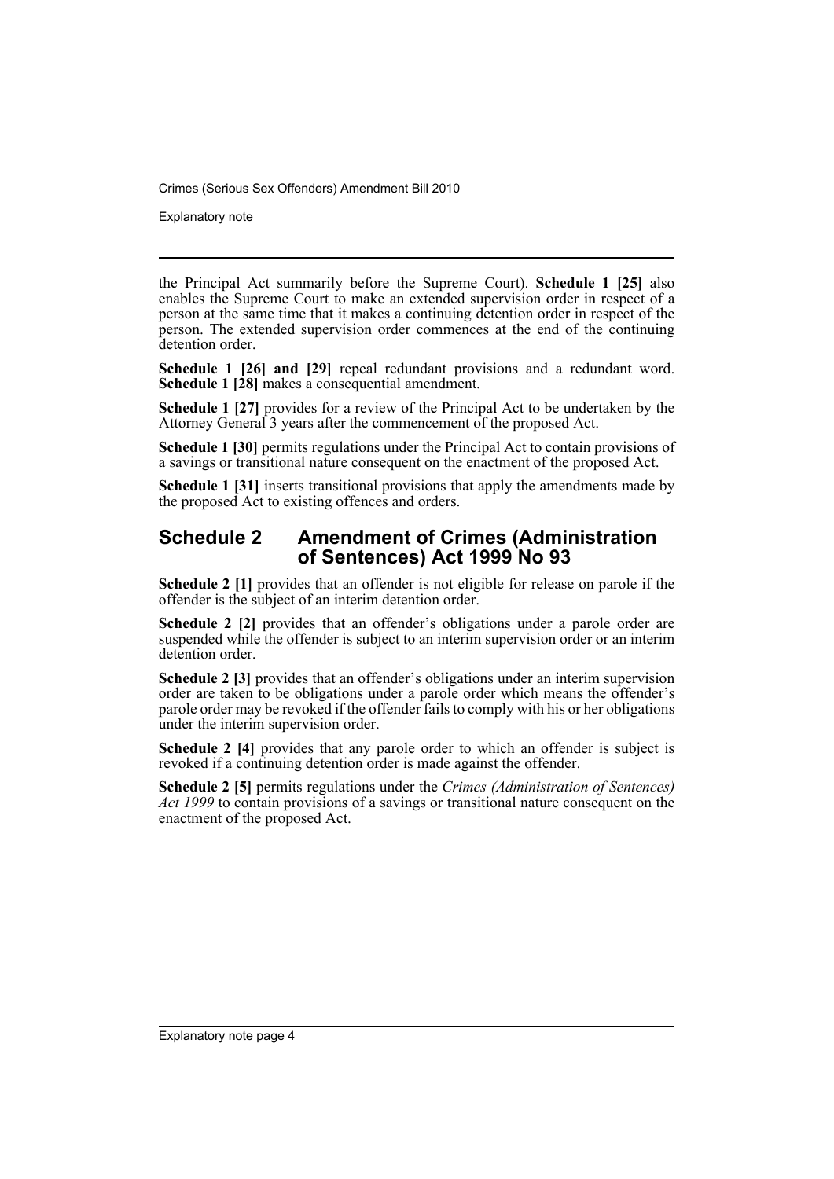the Principal Act summarily before the Supreme Court). **Schedule 1 [25]** also enables the Supreme Court to make an extended supervision order in respect of a person at the same time that it makes a continuing detention order in respect of the person. The extended supervision order commences at the end of the continuing detention order.

**Schedule 1 [26] and [29]** repeal redundant provisions and a redundant word. **Schedule 1 [28]** makes a consequential amendment.

**Schedule 1 [27]** provides for a review of the Principal Act to be undertaken by the Attorney General 3 years after the commencement of the proposed Act.

**Schedule 1 [30]** permits regulations under the Principal Act to contain provisions of a savings or transitional nature consequent on the enactment of the proposed Act.

**Schedule 1 [31]** inserts transitional provisions that apply the amendments made by the proposed Act to existing offences and orders.

## Schedule 2 Amendment of Crimes (Administration of Sentences) Act 1999 No 93

**Schedule 2 [1]** provides that an offender is not eligible for release on parole if the offender is the subject of an interim detention order.

**Schedule 2 [2]** provides that an offender's obligations under a parole order are suspended while the offender is subject to an interim supervision order or an interim detention order.

**Schedule 2 [3]** provides that an offender's obligations under an interim supervision order are taken to be obligations under a parole order which means the offender's parole order may be revoked if the offender fails to comply with his or her obligations under the interim supervision order.

**Schedule 2 [4]** provides that any parole order to which an offender is subject is revoked if a continuing detention order is made against the offender.

**Schedule 2 [5]** permits regulations under the *Crimes (Administration of Sentences) Act 1999* to contain provisions of a savings or transitional nature consequent on the enactment of the proposed Act.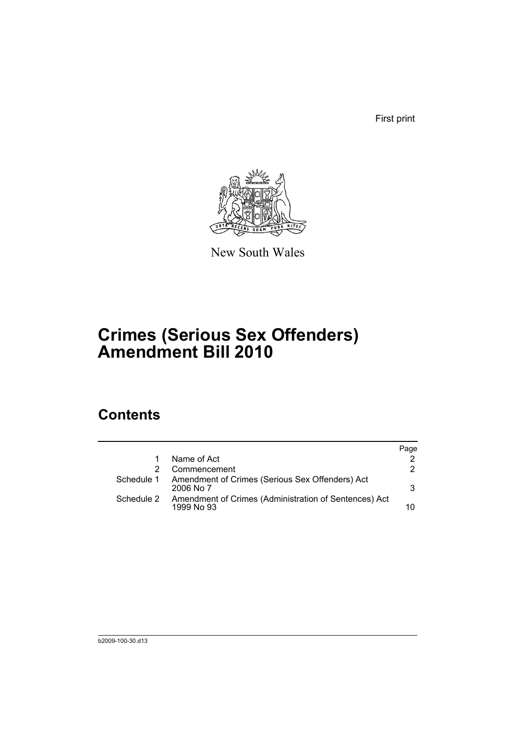First print

New South Wales

# Crimes (Serious Sex Offenders) Amendment Bill 2010

## Contents

| | | Page |
|---|---|---|
| 1 | Name of Act | 2 |
| 2 | Commencement | 2 |
| Schedule 1 | Amendment of Crimes (Serious Sex Offenders) Act 2006 No 7 | 3 |
| Schedule 2 | Amendment of Crimes (Administration of Sentences) Act 1999 No 93 | 10 |

b2009-100-30.d13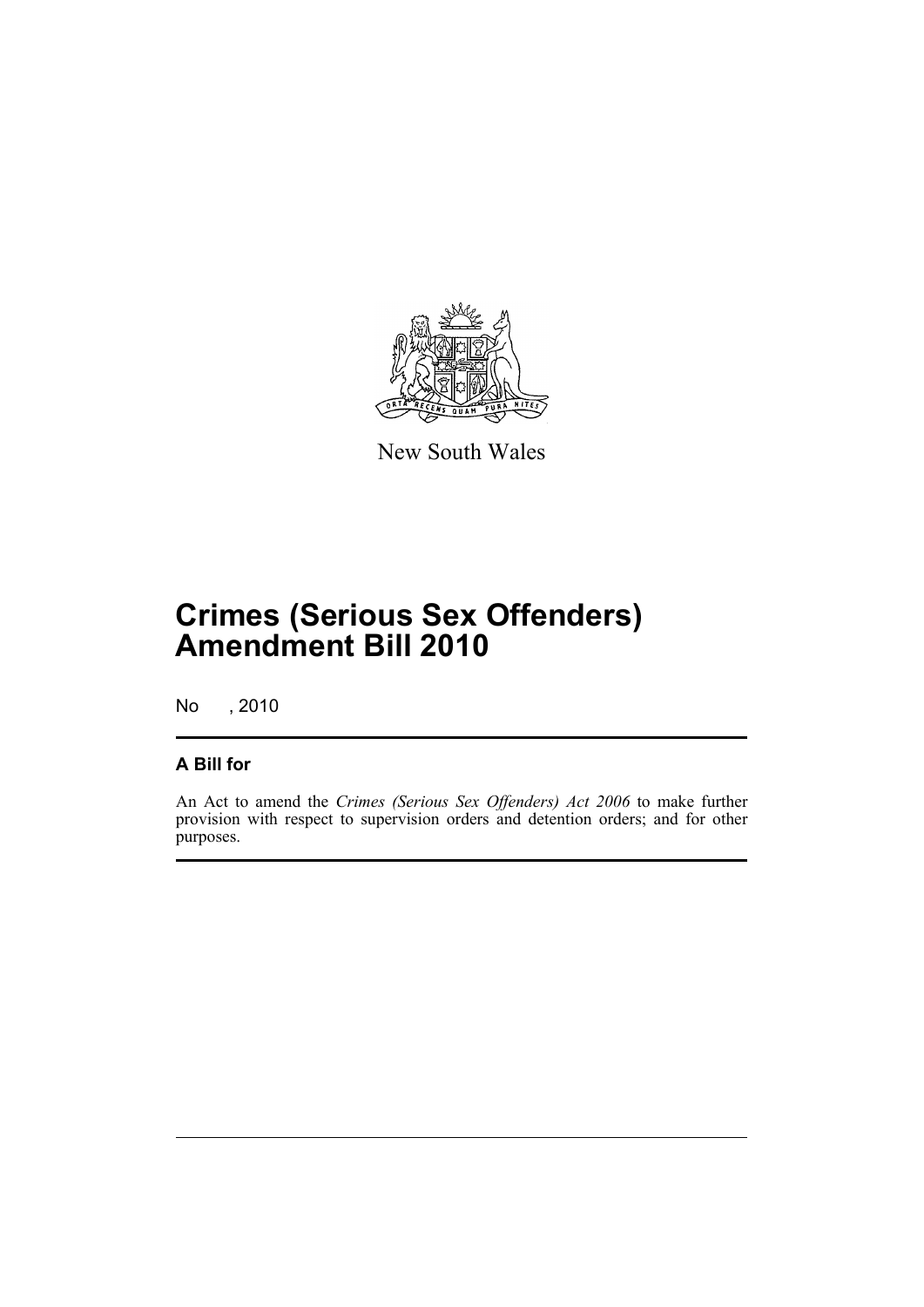New South Wales

# Crimes (Serious Sex Offenders) Amendment Bill 2010

No , 2010

## A Bill for

An Act to amend the *Crimes (Serious Sex Offenders) Act 2006* to make further provision with respect to supervision orders and detention orders; and for other purposes.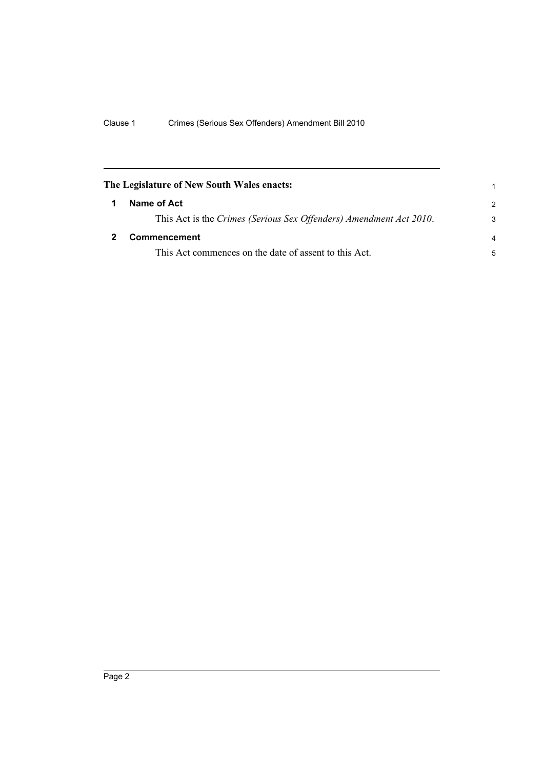**The Legislature of New South Wales enacts:**

## 1 Name of Act

This Act is the *Crimes (Serious Sex Offenders) Amendment Act 2010*.

## 2 Commencement

This Act commences on the date of assent to this Act.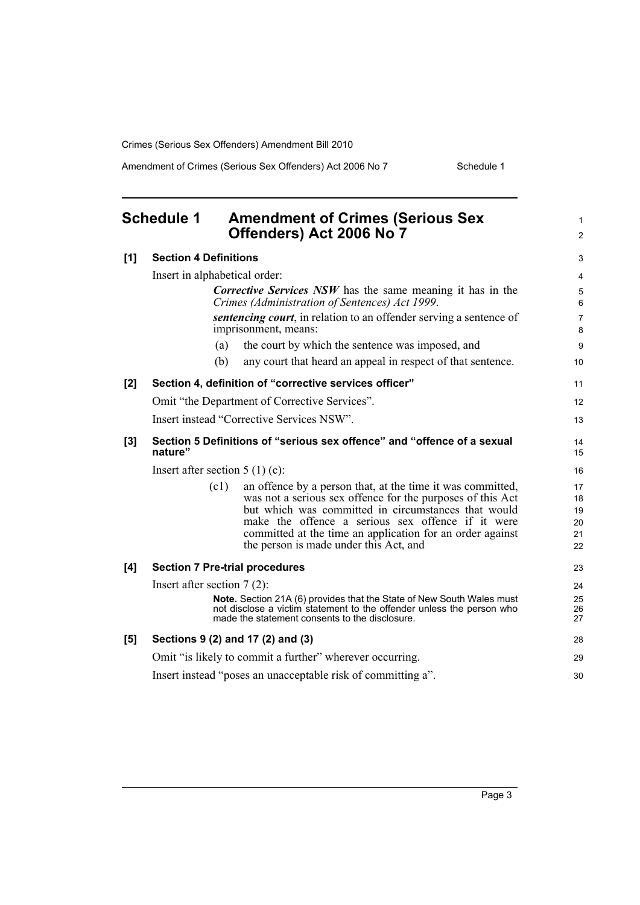## Schedule 1 Amendment of Crimes (Serious Sex Offenders) Act 2006 No 7

**[1] Section 4 Definitions**

Insert in alphabetical order:

> ***Corrective Services NSW*** has the same meaning it has in the *Crimes (Administration of Sentences) Act 1999*.
>
> ***sentencing court***, in relation to an offender serving a sentence of imprisonment, means:
>
> (a) the court by which the sentence was imposed, and
>
> (b) any court that heard an appeal in respect of that sentence.

**[2] Section 4, definition of "corrective services officer"**

Omit "the Department of Corrective Services".

Insert instead "Corrective Services NSW".

**[3] Section 5 Definitions of "serious sex offence" and "offence of a sexual nature"**

Insert after section 5 (1) (c):

> (c1) an offence by a person that, at the time it was committed, was not a serious sex offence for the purposes of this Act but which was committed in circumstances that would make the offence a serious sex offence if it were committed at the time an application for an order against the person is made under this Act, and

**[4] Section 7 Pre-trial procedures**

Insert after section 7 (2):

> **Note.** Section 21A (6) provides that the State of New South Wales must not disclose a victim statement to the offender unless the person who made the statement consents to the disclosure.

**[5] Sections 9 (2) and 17 (2) and (3)**

Omit "is likely to commit a further" wherever occurring.

Insert instead "poses an unacceptable risk of committing a".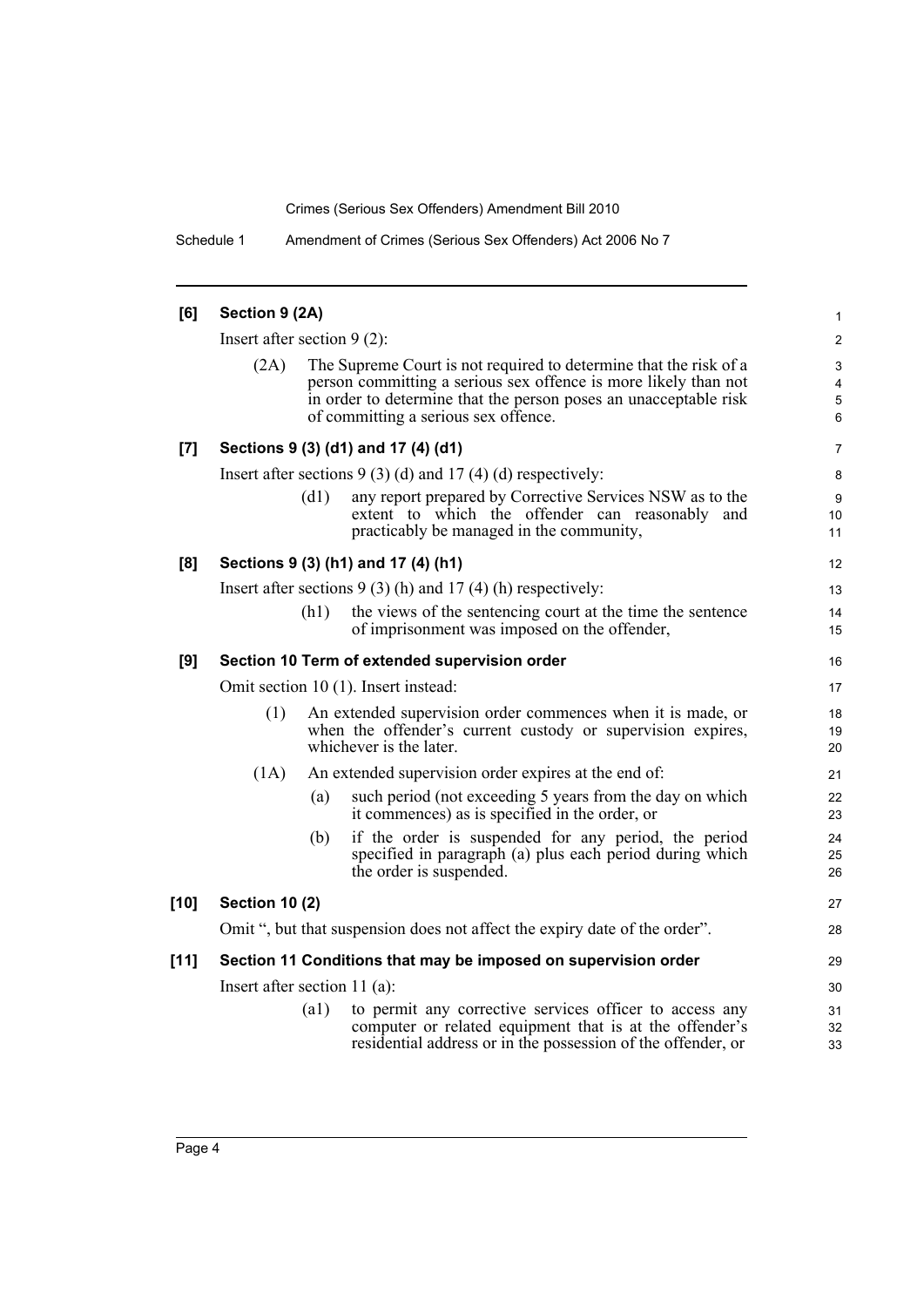**[6] Section 9 (2A)**

Insert after section 9 (2):

(2A) The Supreme Court is not required to determine that the risk of a person committing a serious sex offence is more likely than not in order to determine that the person poses an unacceptable risk of committing a serious sex offence.

**[7] Sections 9 (3) (d1) and 17 (4) (d1)**

Insert after sections 9 (3) (d) and 17 (4) (d) respectively:

(d1) any report prepared by Corrective Services NSW as to the extent to which the offender can reasonably and practicably be managed in the community,

**[8] Sections 9 (3) (h1) and 17 (4) (h1)**

Insert after sections 9 (3) (h) and 17 (4) (h) respectively:

(h1) the views of the sentencing court at the time the sentence of imprisonment was imposed on the offender,

**[9] Section 10 Term of extended supervision order**

Omit section 10 (1). Insert instead:

(1) An extended supervision order commences when it is made, or when the offender's current custody or supervision expires, whichever is the later.

(1A) An extended supervision order expires at the end of:

(a) such period (not exceeding 5 years from the day on which it commences) as is specified in the order, or

(b) if the order is suspended for any period, the period specified in paragraph (a) plus each period during which the order is suspended.

**[10] Section 10 (2)**

Omit ", but that suspension does not affect the expiry date of the order".

**[11] Section 11 Conditions that may be imposed on supervision order**

Insert after section 11 (a):

(a1) to permit any corrective services officer to access any computer or related equipment that is at the offender's residential address or in the possession of the offender, or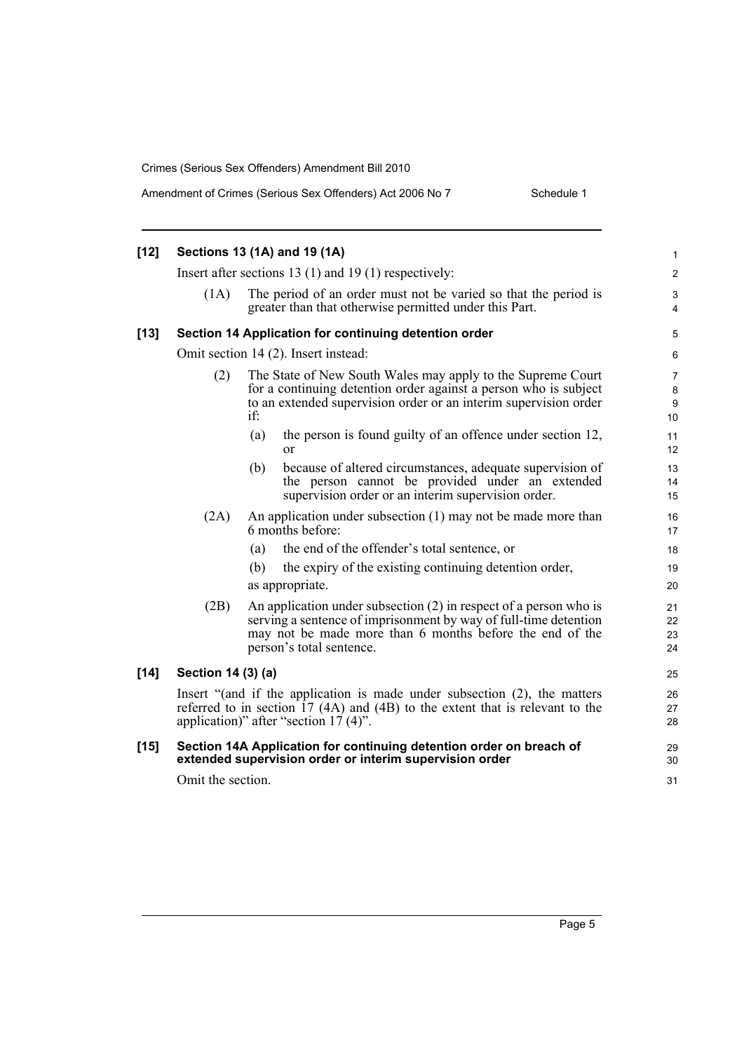**[12] Sections 13 (1A) and 19 (1A)**

Insert after sections 13 (1) and 19 (1) respectively:

(1A) The period of an order must not be varied so that the period is greater than that otherwise permitted under this Part.

**[13] Section 14 Application for continuing detention order**

Omit section 14 (2). Insert instead:

(2) The State of New South Wales may apply to the Supreme Court for a continuing detention order against a person who is subject to an extended supervision order or an interim supervision order if:

- (a) the person is found guilty of an offence under section 12, or
- (b) because of altered circumstances, adequate supervision of the person cannot be provided under an extended supervision order or an interim supervision order.

(2A) An application under subsection (1) may not be made more than 6 months before:

- (a) the end of the offender's total sentence, or
- (b) the expiry of the existing continuing detention order,

as appropriate.

(2B) An application under subsection (2) in respect of a person who is serving a sentence of imprisonment by way of full-time detention may not be made more than 6 months before the end of the person's total sentence.

**[14] Section 14 (3) (a)**

Insert "(and if the application is made under subsection (2), the matters referred to in section 17 (4A) and (4B) to the extent that is relevant to the application)" after "section 17 (4)".

**[15] Section 14A Application for continuing detention order on breach of extended supervision order or interim supervision order**

Omit the section.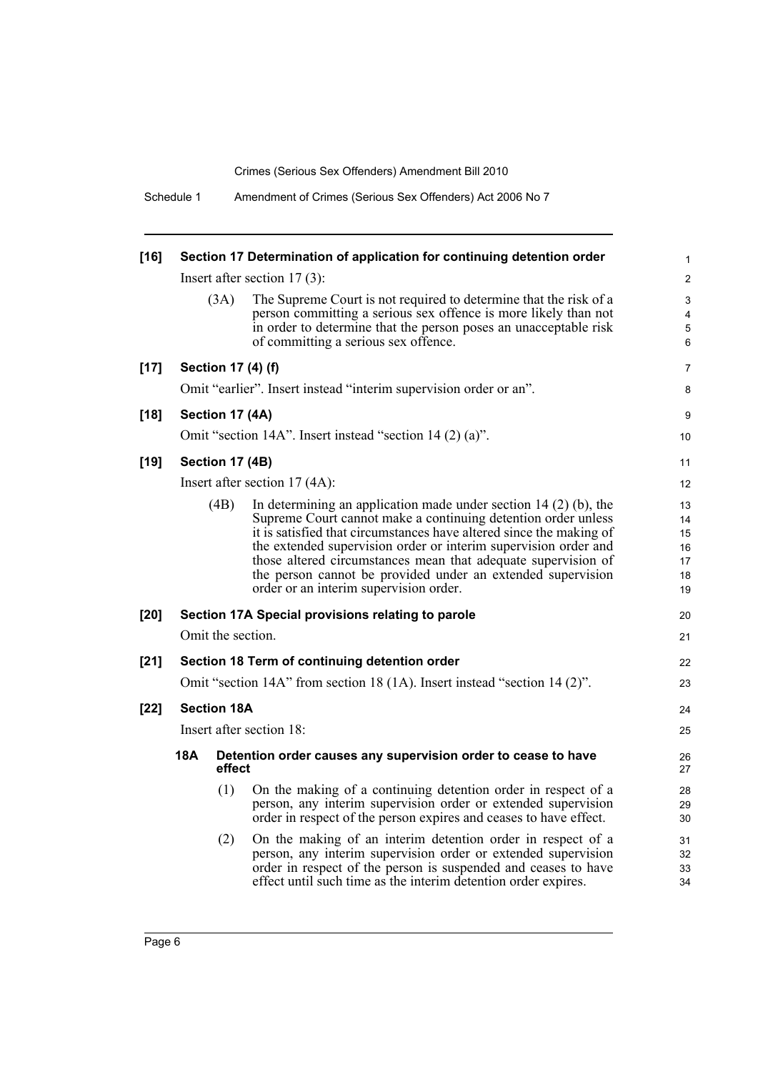**[16] Section 17 Determination of application for continuing detention order**

Insert after section 17 (3):

(3A) The Supreme Court is not required to determine that the risk of a person committing a serious sex offence is more likely than not in order to determine that the person poses an unacceptable risk of committing a serious sex offence.

**[17] Section 17 (4) (f)**

Omit "earlier". Insert instead "interim supervision order or an".

**[18] Section 17 (4A)**

Omit "section 14A". Insert instead "section 14 (2) (a)".

**[19] Section 17 (4B)**

Insert after section 17 (4A):

(4B) In determining an application made under section 14 (2) (b), the Supreme Court cannot make a continuing detention order unless it is satisfied that circumstances have altered since the making of the extended supervision order or interim supervision order and those altered circumstances mean that adequate supervision of the person cannot be provided under an extended supervision order or an interim supervision order.

**[20] Section 17A Special provisions relating to parole**

Omit the section.

**[21] Section 18 Term of continuing detention order**

Omit "section 14A" from section 18 (1A). Insert instead "section 14 (2)".

**[22] Section 18A**

Insert after section 18:

**18A Detention order causes any supervision order to cease to have effect**

(1) On the making of a continuing detention order in respect of a person, any interim supervision order or extended supervision order in respect of the person expires and ceases to have effect.

(2) On the making of an interim detention order in respect of a person, any interim supervision order or extended supervision order in respect of the person is suspended and ceases to have effect until such time as the interim detention order expires.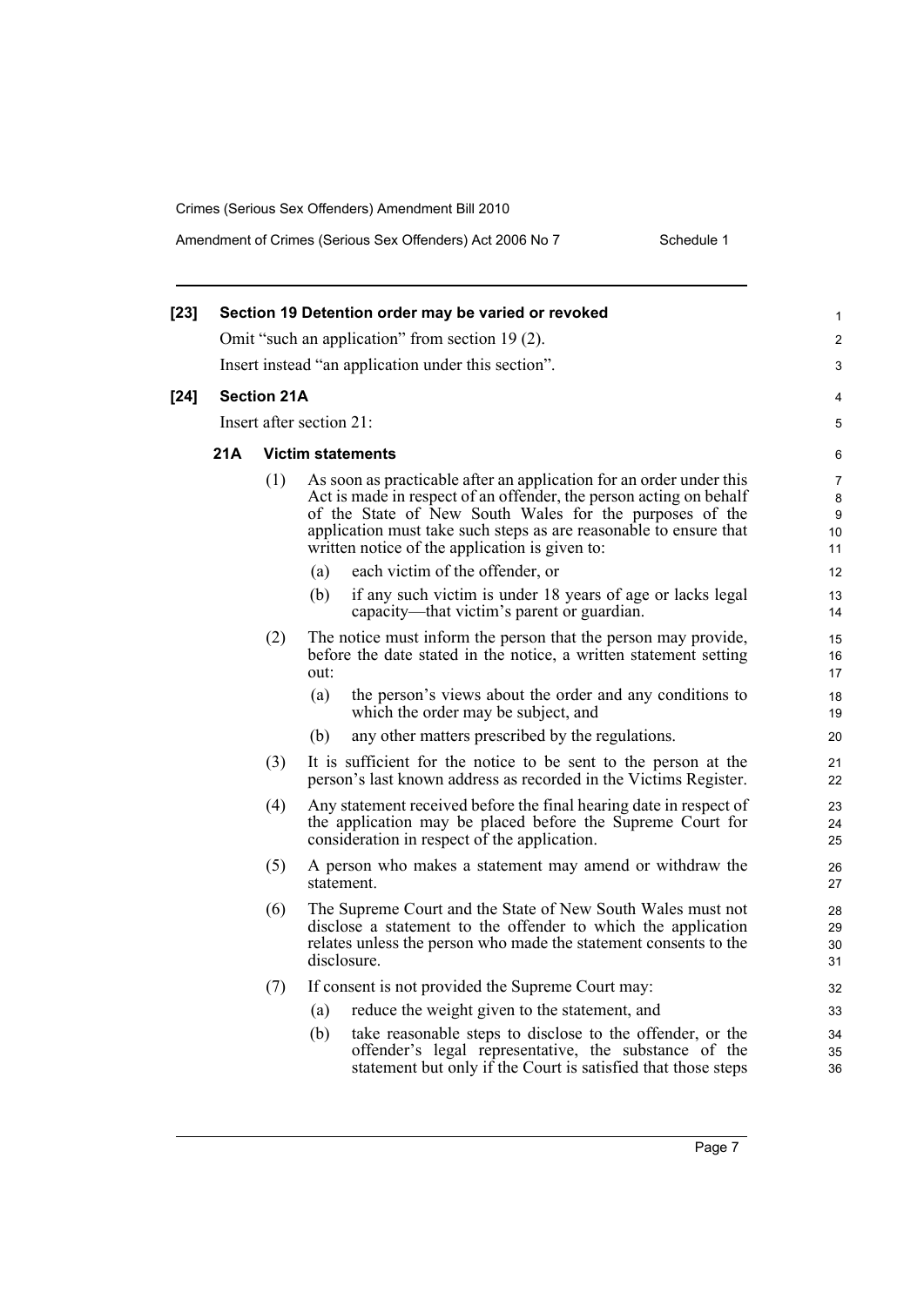**[23] Section 19 Detention order may be varied or revoked**

Omit "such an application" from section 19 (2).

Insert instead "an application under this section".

**[24] Section 21A**

Insert after section 21:

**21A Victim statements**

(1) As soon as practicable after an application for an order under this Act is made in respect of an offender, the person acting on behalf of the State of New South Wales for the purposes of the application must take such steps as are reasonable to ensure that written notice of the application is given to:

(a) each victim of the offender, or

(b) if any such victim is under 18 years of age or lacks legal capacity—that victim's parent or guardian.

(2) The notice must inform the person that the person may provide, before the date stated in the notice, a written statement setting out:

(a) the person's views about the order and any conditions to which the order may be subject, and

(b) any other matters prescribed by the regulations.

(3) It is sufficient for the notice to be sent to the person at the person's last known address as recorded in the Victims Register.

(4) Any statement received before the final hearing date in respect of the application may be placed before the Supreme Court for consideration in respect of the application.

(5) A person who makes a statement may amend or withdraw the statement.

(6) The Supreme Court and the State of New South Wales must not disclose a statement to the offender to which the application relates unless the person who made the statement consents to the disclosure.

(7) If consent is not provided the Supreme Court may:

(a) reduce the weight given to the statement, and

(b) take reasonable steps to disclose to the offender, or the offender's legal representative, the substance of the statement but only if the Court is satisfied that those steps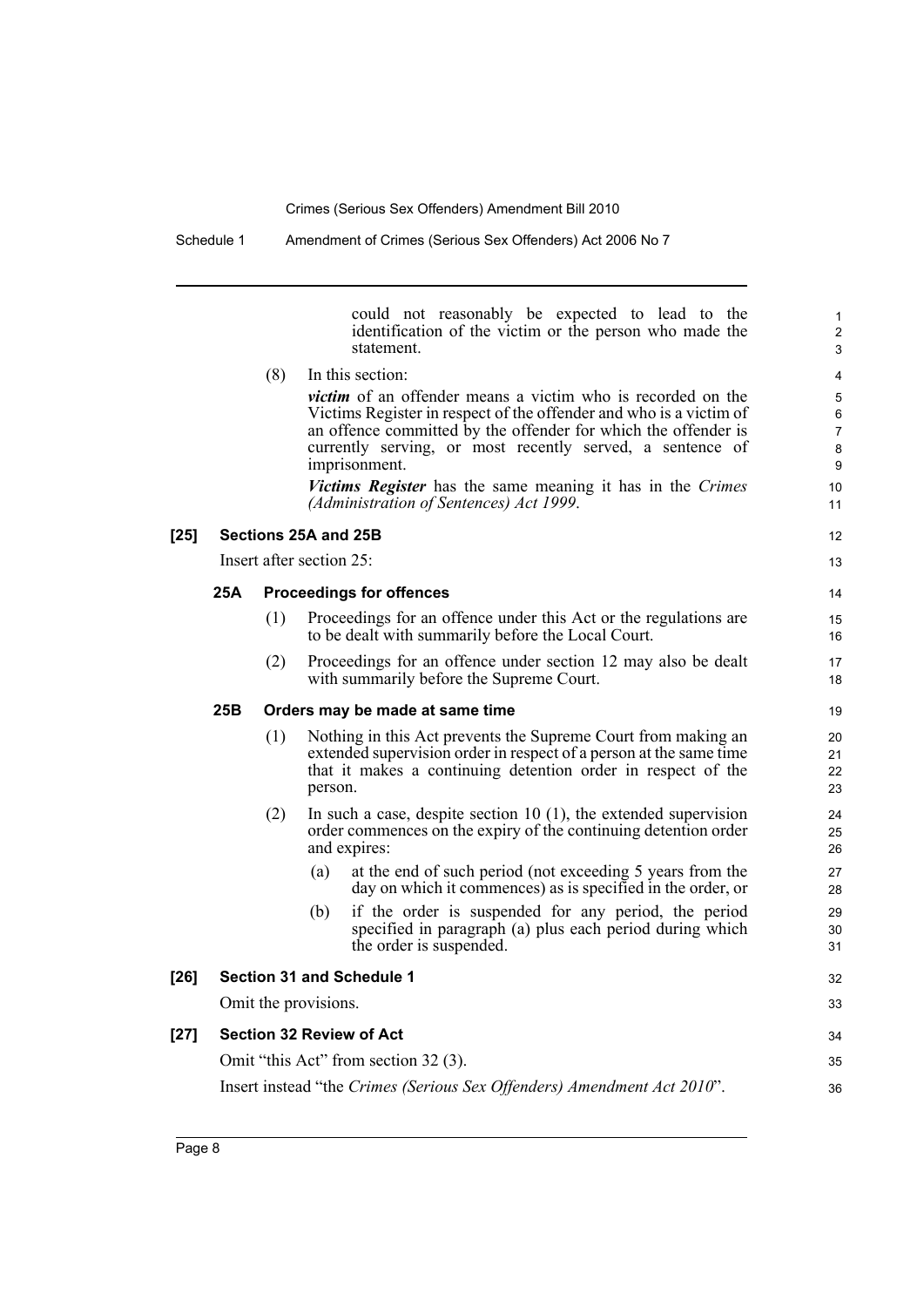could not reasonably be expected to lead to the identification of the victim or the person who made the statement.

(8) In this section:

***victim*** of an offender means a victim who is recorded on the Victims Register in respect of the offender and who is a victim of an offence committed by the offender for which the offender is currently serving, or most recently served, a sentence of imprisonment.

***Victims Register*** has the same meaning it has in the *Crimes (Administration of Sentences) Act 1999*.

**[25] Sections 25A and 25B**

Insert after section 25:

**25A Proceedings for offences**

(1) Proceedings for an offence under this Act or the regulations are to be dealt with summarily before the Local Court.

(2) Proceedings for an offence under section 12 may also be dealt with summarily before the Supreme Court.

**25B Orders may be made at same time**

(1) Nothing in this Act prevents the Supreme Court from making an extended supervision order in respect of a person at the same time that it makes a continuing detention order in respect of the person.

(2) In such a case, despite section 10 (1), the extended supervision order commences on the expiry of the continuing detention order and expires:

(a) at the end of such period (not exceeding 5 years from the day on which it commences) as is specified in the order, or

(b) if the order is suspended for any period, the period specified in paragraph (a) plus each period during which the order is suspended.

**[26] Section 31 and Schedule 1**

Omit the provisions.

**[27] Section 32 Review of Act**

Omit "this Act" from section 32 (3).

Insert instead "the *Crimes (Serious Sex Offenders) Amendment Act 2010*".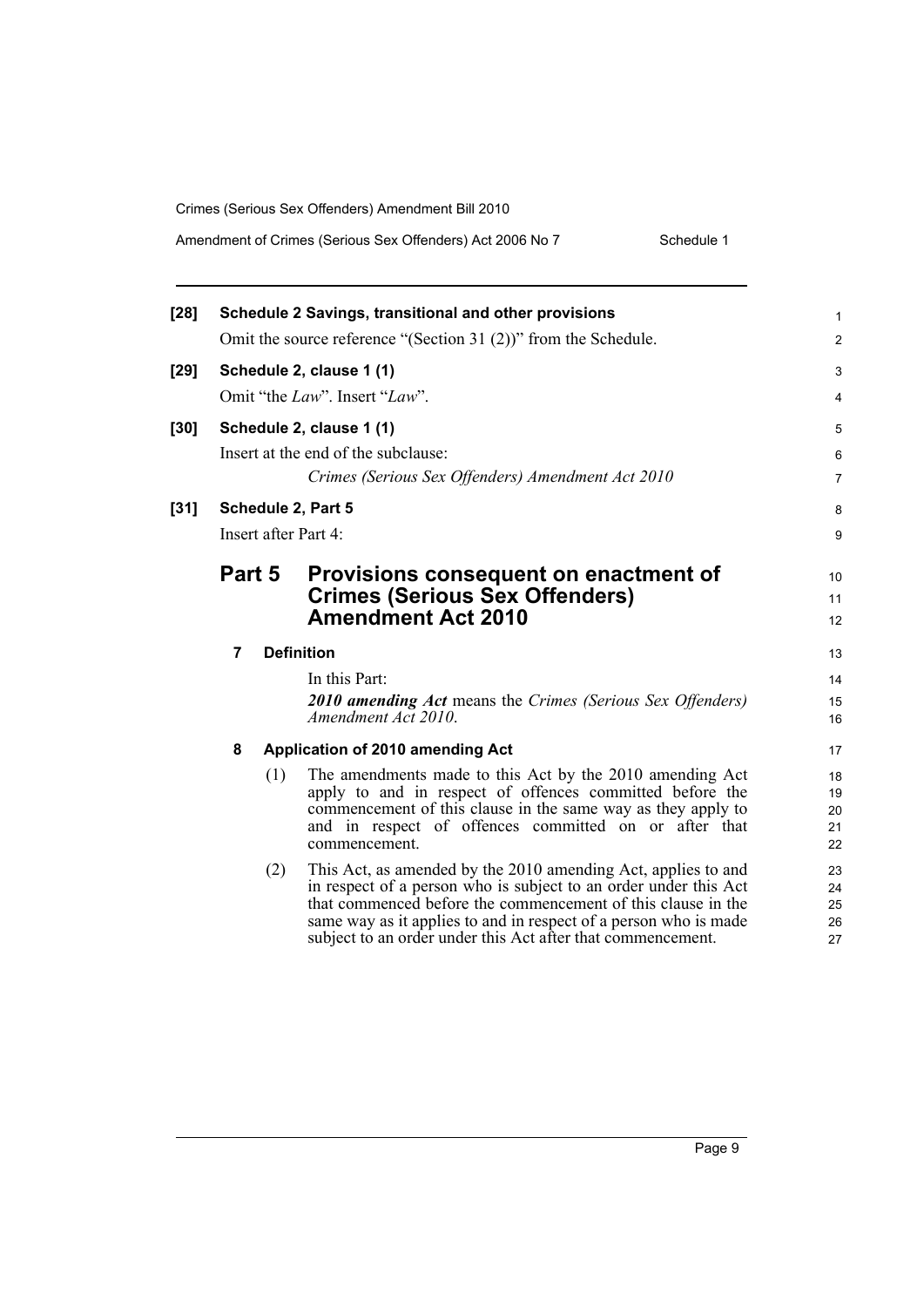**[28] Schedule 2 Savings, transitional and other provisions**

Omit the source reference "(Section 31 (2))" from the Schedule.

**[29] Schedule 2, clause 1 (1)**

Omit "the *Law*". Insert "*Law*".

**[30] Schedule 2, clause 1 (1)**

Insert at the end of the subclause:

*Crimes (Serious Sex Offenders) Amendment Act 2010*

**[31] Schedule 2, Part 5**

Insert after Part 4:

## Part 5 Provisions consequent on enactment of Crimes (Serious Sex Offenders) Amendment Act 2010

### 7 Definition

In this Part:

***2010 amending Act*** means the *Crimes (Serious Sex Offenders) Amendment Act 2010*.

### 8 Application of 2010 amending Act

(1) The amendments made to this Act by the 2010 amending Act apply to and in respect of offences committed before the commencement of this clause in the same way as they apply to and in respect of offences committed on or after that commencement.

(2) This Act, as amended by the 2010 amending Act, applies to and in respect of a person who is subject to an order under this Act that commenced before the commencement of this clause in the same way as it applies to and in respect of a person who is made subject to an order under this Act after that commencement.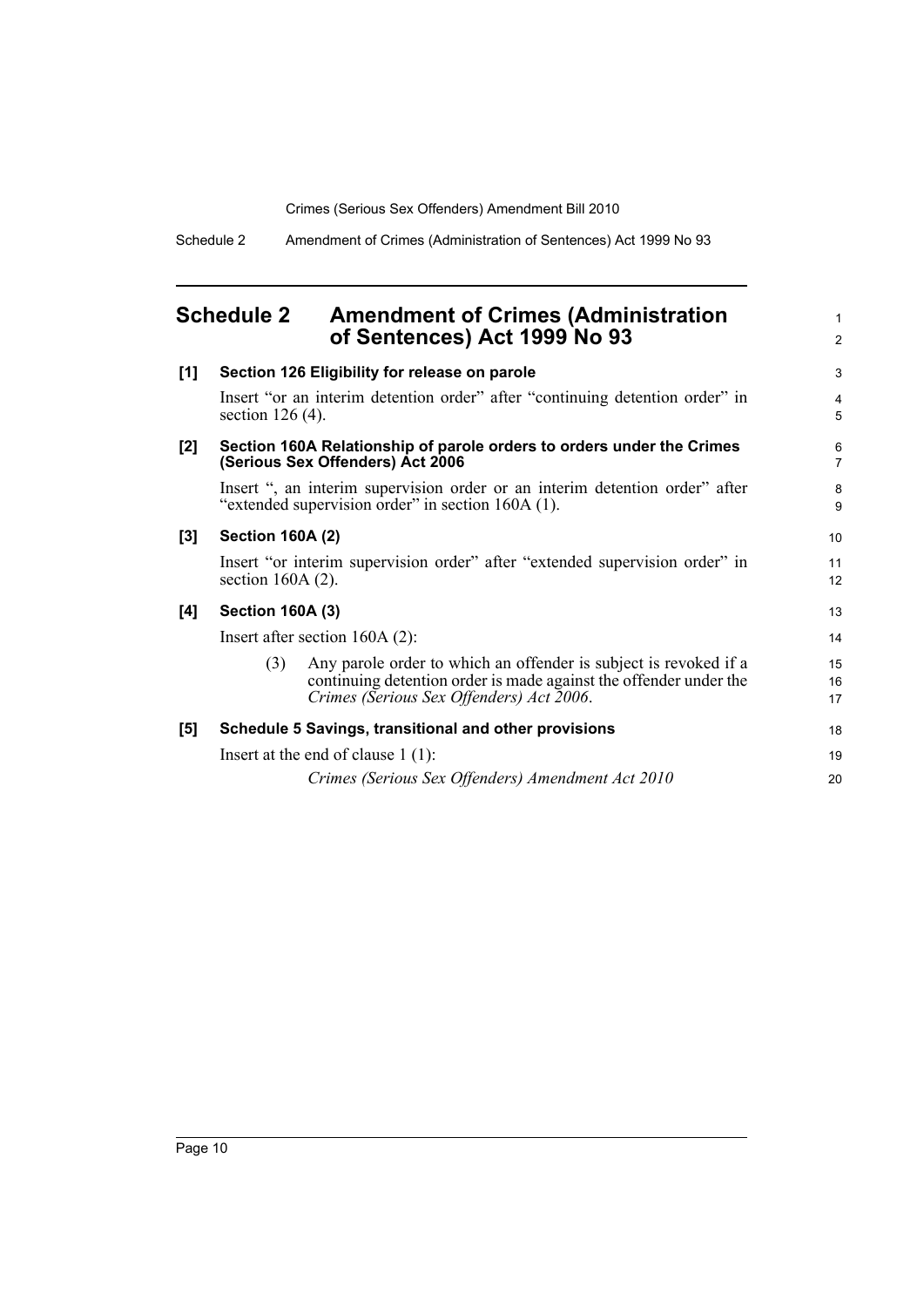## Schedule 2 Amendment of Crimes (Administration of Sentences) Act 1999 No 93

**[1] Section 126 Eligibility for release on parole**

Insert "or an interim detention order" after "continuing detention order" in section 126 (4).

**[2] Section 160A Relationship of parole orders to orders under the Crimes (Serious Sex Offenders) Act 2006**

Insert ", an interim supervision order or an interim detention order" after "extended supervision order" in section 160A (1).

**[3] Section 160A (2)**

Insert "or interim supervision order" after "extended supervision order" in section 160A (2).

**[4] Section 160A (3)**

Insert after section 160A (2):

(3) Any parole order to which an offender is subject is revoked if a continuing detention order is made against the offender under the *Crimes (Serious Sex Offenders) Act 2006*.

**[5] Schedule 5 Savings, transitional and other provisions**

Insert at the end of clause 1 (1):

*Crimes (Serious Sex Offenders) Amendment Act 2010*